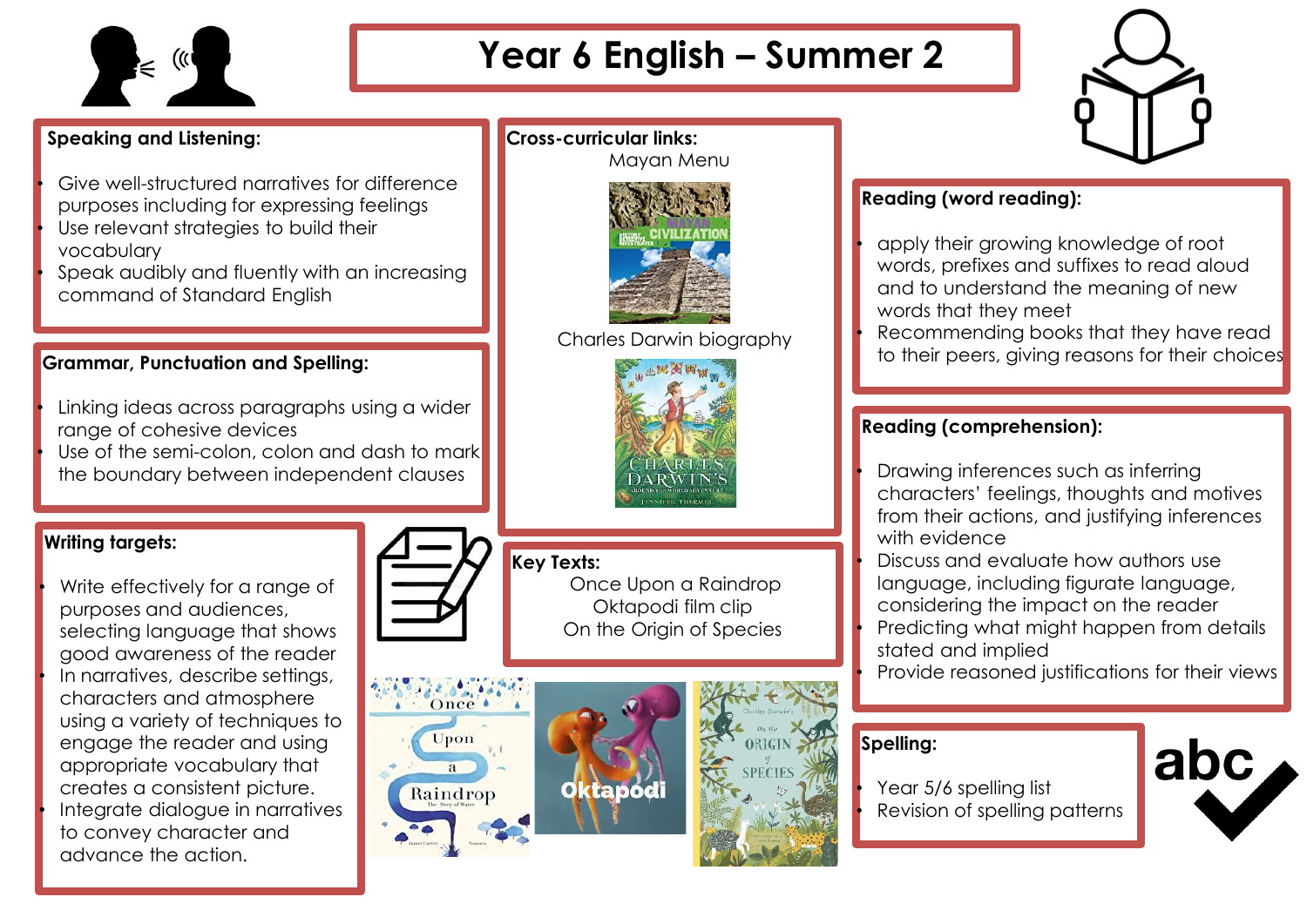# Year 6 English – Summer 2

## Speaking and Listening:

- Give well-structured narratives for difference purposes including for expressing feelings
- Use relevant strategies to build their vocabulary
- Speak audibly and fluently with an increasing command of Standard English

## Grammar, Punctuation and Spelling:

- Linking ideas across paragraphs using a wider range of cohesive devices
- Use of the semi-colon, colon and dash to mark the boundary between independent clauses

## Writing targets:

- Write effectively for a range of purposes and audiences, selecting language that shows good awareness of the reader
- In narratives, describe settings, characters and atmosphere using a variety of techniques to engage the reader and using appropriate vocabulary that creates a consistent picture.
- Integrate dialogue in narratives to convey character and advance the action.

## Cross-curricular links:

Mayan Menu

Charles Darwin biography

## Key Texts:

Once Upon a Raindrop

Oktapodi film clip

On the Origin of Species

## Reading (word reading):

- apply their growing knowledge of root words, prefixes and suffixes to read aloud and to understand the meaning of new words that they meet
- Recommending books that they have read to their peers, giving reasons for their choices

## Reading (comprehension):

- Drawing inferences such as inferring characters' feelings, thoughts and motives from their actions, and justifying inferences with evidence
- Discuss and evaluate how authors use language, including figurate language, considering the impact on the reader
- Predicting what might happen from details stated and implied
- Provide reasoned justifications for their views

## Spelling:

- Year 5/6 spelling list
- Revision of spelling patterns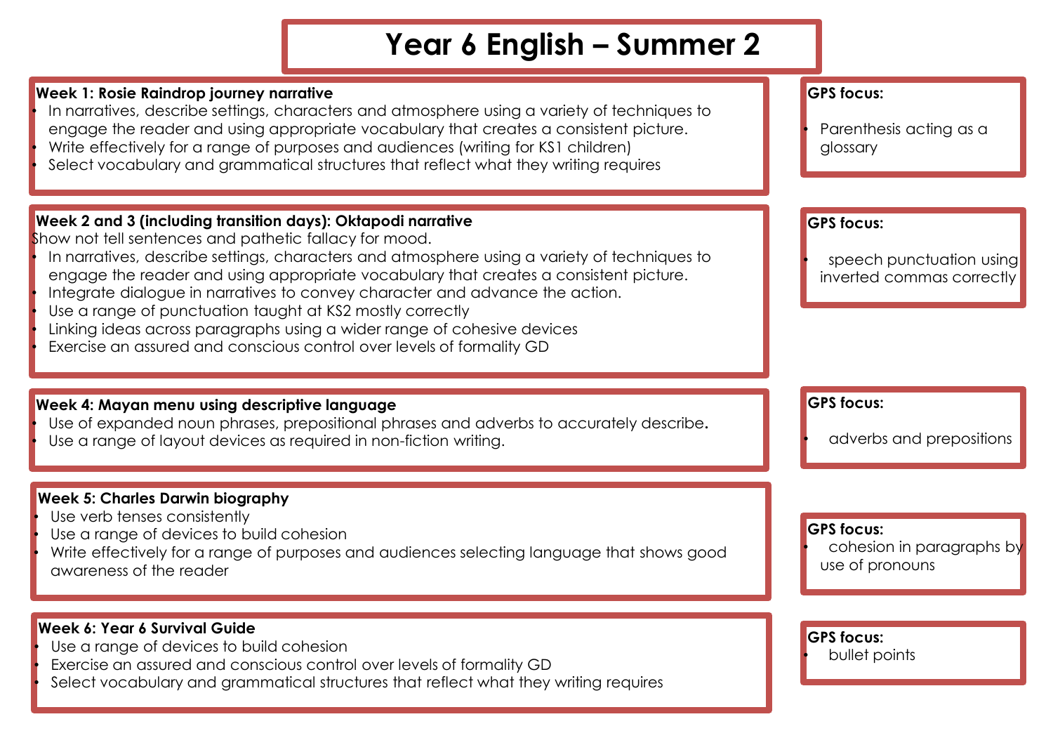# Year 6 English – Summer 2

**Week 1: Rosie Raindrop journey narrative**

- In narratives, describe settings, characters and atmosphere using a variety of techniques to engage the reader and using appropriate vocabulary that creates a consistent picture.
- Write effectively for a range of purposes and audiences (writing for KS1 children)
- Select vocabulary and grammatical structures that reflect what they writing requires

**GPS focus:**

- Parenthesis acting as a glossary

**Week 2 and 3 (including transition days): Oktapodi narrative**

Show not tell sentences and pathetic fallacy for mood.

- In narratives, describe settings, characters and atmosphere using a variety of techniques to engage the reader and using appropriate vocabulary that creates a consistent picture.
- Integrate dialogue in narratives to convey character and advance the action.
- Use a range of punctuation taught at KS2 mostly correctly
- Linking ideas across paragraphs using a wider range of cohesive devices
- Exercise an assured and conscious control over levels of formality GD

**GPS focus:**

- speech punctuation using inverted commas correctly

**Week 4: Mayan menu using descriptive language**

- Use of expanded noun phrases, prepositional phrases and adverbs to accurately describe**.**
- Use a range of layout devices as required in non-fiction writing.

**GPS focus:**

- adverbs and prepositions

**Week 5: Charles Darwin biography**

- Use verb tenses consistently
- Use a range of devices to build cohesion
- Write effectively for a range of purposes and audiences selecting language that shows good awareness of the reader

**GPS focus:**

- cohesion in paragraphs by use of pronouns

**Week 6: Year 6 Survival Guide**

- Use a range of devices to build cohesion
- Exercise an assured and conscious control over levels of formality GD
- Select vocabulary and grammatical structures that reflect what they writing requires

**GPS focus:**

- bullet points